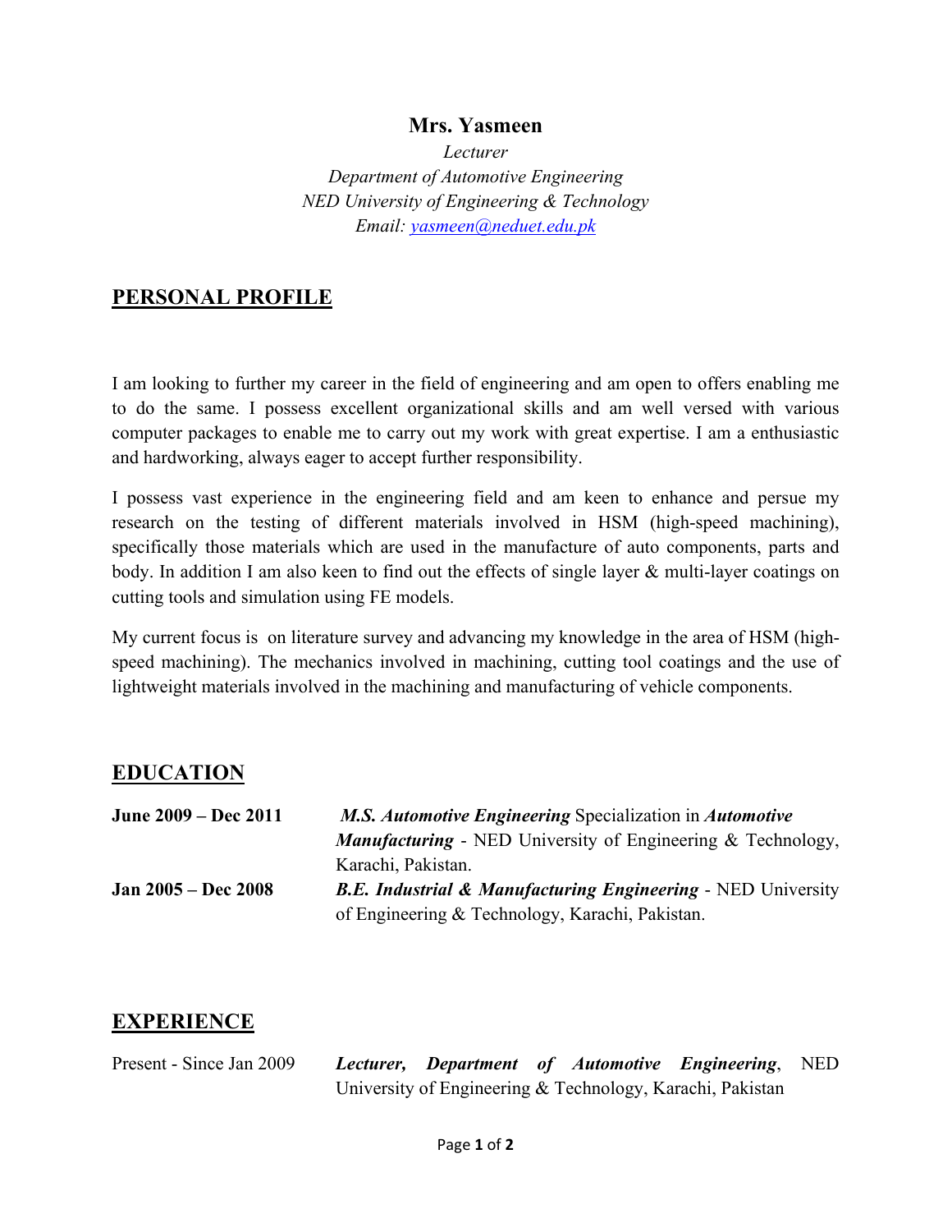# Mrs. Yasmeen

*Lecturer*
*Department of Automotive Engineering*
*NED University of Engineering & Technology*
*Email: yasmeen@neduet.edu.pk*

## PERSONAL PROFILE

I am looking to further my career in the field of engineering and am open to offers enabling me to do the same. I possess excellent organizational skills and am well versed with various computer packages to enable me to carry out my work with great expertise. I am a enthusiastic and hardworking, always eager to accept further responsibility.

I possess vast experience in the engineering field and am keen to enhance and persue my research on the testing of different materials involved in HSM (high-speed machining), specifically those materials which are used in the manufacture of auto components, parts and body. In addition I am also keen to find out the effects of single layer & multi-layer coatings on cutting tools and simulation using FE models.

My current focus is on literature survey and advancing my knowledge in the area of HSM (high-speed machining). The mechanics involved in machining, cutting tool coatings and the use of lightweight materials involved in the machining and manufacturing of vehicle components.

## EDUCATION

**June 2009 – Dec 2011** — ***M.S. Automotive Engineering*** Specialization in ***Automotive Manufacturing*** - NED University of Engineering & Technology, Karachi, Pakistan.

**Jan 2005 – Dec 2008** — ***B.E. Industrial & Manufacturing Engineering*** - NED University of Engineering & Technology, Karachi, Pakistan.

## EXPERIENCE

Present - Since Jan 2009 — ***Lecturer, Department of Automotive Engineering***, NED University of Engineering & Technology, Karachi, Pakistan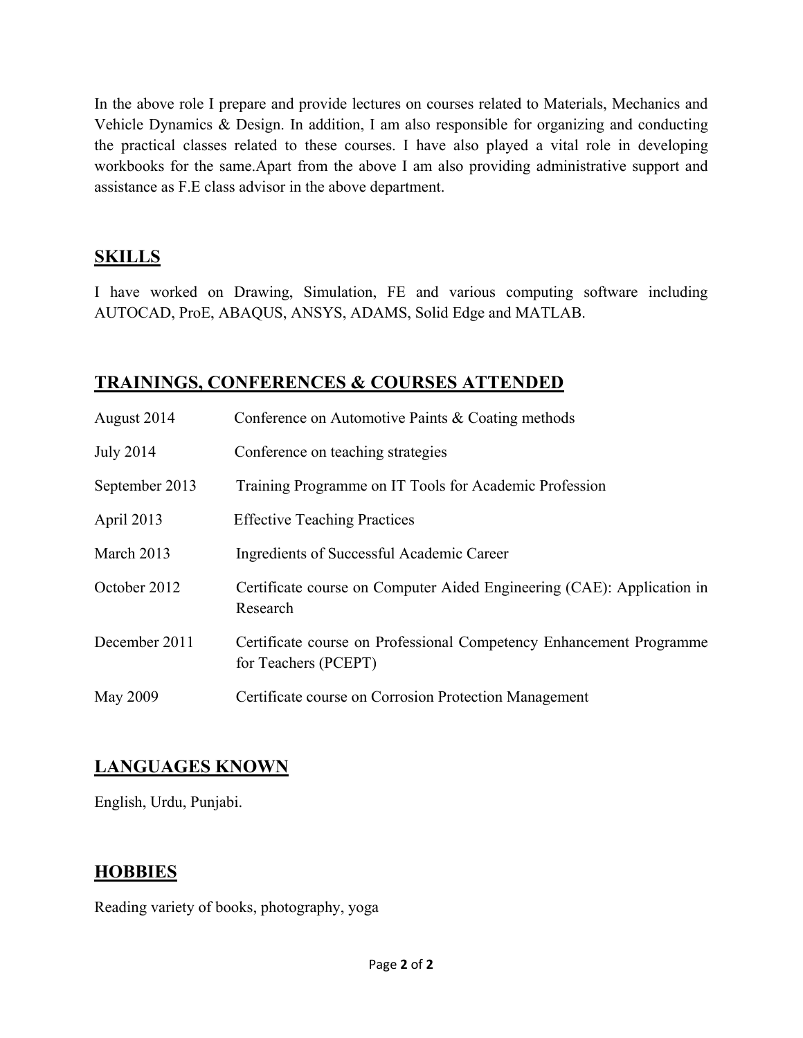In the above role I prepare and provide lectures on courses related to Materials, Mechanics and Vehicle Dynamics & Design. In addition, I am also responsible for organizing and conducting the practical classes related to these courses. I have also played a vital role in developing workbooks for the same.Apart from the above I am also providing administrative support and assistance as F.E class advisor in the above department.

## SKILLS

I have worked on Drawing, Simulation, FE and various computing software including AUTOCAD, ProE, ABAQUS, ANSYS, ADAMS, Solid Edge and MATLAB.

## TRAININGS, CONFERENCES & COURSES ATTENDED

| | |
|---|---|
| August 2014 | Conference on Automotive Paints & Coating methods |
| July 2014 | Conference on teaching strategies |
| September 2013 | Training Programme on IT Tools for Academic Profession |
| April 2013 | Effective Teaching Practices |
| March 2013 | Ingredients of Successful Academic Career |
| October 2012 | Certificate course on Computer Aided Engineering (CAE): Application in Research |
| December 2011 | Certificate course on Professional Competency Enhancement Programme for Teachers (PCEPT) |
| May 2009 | Certificate course on Corrosion Protection Management |

## LANGUAGES KNOWN

English, Urdu, Punjabi.

## HOBBIES

Reading variety of books, photography, yoga